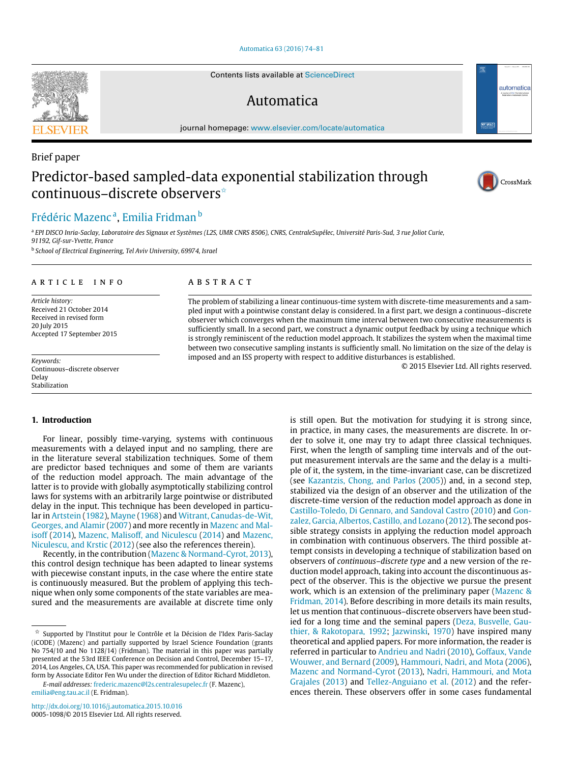Brief paper

# Predictor-based sampled-data exponential stabilization through continuous–discrete observers[☆]

Frédéric Mazenc[a], Emilia Fridman[b]

[a] EPI DISCO Inria-Saclay, Laboratoire des Signaux et Systèmes (L2S, UMR CNRS 8506), CNRS, CentraleSupélec, Université Paris-Sud, 3 rue Joliot Curie, 91192, Gif-sur-Yvette, France

[b] School of Electrical Engineering, Tel Aviv University, 69974, Israel

**ARTICLE INFO**

*Article history:*
Received 21 October 2014
Received in revised form 20 July 2015
Accepted 17 September 2015

*Keywords:*
Continuous–discrete observer
Delay
Stabilization

**ABSTRACT**

The problem of stabilizing a linear continuous-time system with discrete-time measurements and a sampled input with a pointwise constant delay is considered. In a first part, we design a continuous–discrete observer which converges when the maximum time interval between two consecutive measurements is sufficiently small. In a second part, we construct a dynamic output feedback by using a technique which is strongly reminiscent of the reduction model approach. It stabilizes the system when the maximal time between two consecutive sampling instants is sufficiently small. No limitation on the size of the delay is imposed and an ISS property with respect to additive disturbances is established.

© 2015 Elsevier Ltd. All rights reserved.

## 1. Introduction

For linear, possibly time-varying, systems with continuous measurements with a delayed input and no sampling, there are in the literature several stabilization techniques. Some of them are predictor based techniques and some of them are variants of the reduction model approach. The main advantage of the latter is to provide with globally asymptotically stabilizing control laws for systems with an arbitrarily large pointwise or distributed delay in the input. This technique has been developed in particular in Artstein (1982), Mayne (1968) and Witrant, Canudas-de-Wit, Georges, and Alamir (2007) and more recently in Mazenc and Malisoff (2014), Mazenc, Malisoff, and Niculescu (2014) and Mazenc, Niculescu, and Krstic (2012) (see also the references therein).

Recently, in the contribution (Mazenc & Normand-Cyrot, 2013), this control design technique has been adapted to linear systems with piecewise constant inputs, in the case where the entire state is continuously measured. But the problem of applying this technique when only some components of the state variables are measured and the measurements are available at discrete time only is still open. But the motivation for studying it is strong since, in practice, in many cases, the measurements are discrete. In order to solve it, one may try to adapt three classical techniques. First, when the length of sampling time intervals and of the output measurement intervals are the same and the delay is a multiple of it, the system, in the time-invariant case, can be discretized (see Kazantzis, Chong, and Parlos (2005)) and, in a second step, stabilized via the design of an observer and the utilization of the discrete-time version of the reduction model approach as done in Castillo-Toledo, Di Gennaro, and Sandoval Castro (2010) and Gonzalez, Garcia, Albertos, Castillo, and Lozano (2012). The second possible strategy consists in applying the reduction model approach in combination with continuous observers. The third possible attempt consists in developing a technique of stabilization based on observers of *continuous–discrete type* and a new version of the reduction model approach, taking into account the discontinuous aspect of the observer. This is the objective we pursue the present work, which is an extension of the preliminary paper (Mazenc & Fridman, 2014). Before describing in more details its main results, let us mention that continuous–discrete observers have been studied for a long time and the seminal papers (Deza, Busvelle, Gauthier, & Rakotopara, 1992; Jazwinski, 1970) have inspired many theoretical and applied papers. For more information, the reader is referred in particular to Andrieu and Nadri (2010), Goffaux, Vande Wouwer, and Bernard (2009), Hammouri, Nadri, and Mota (2006), Mazenc and Normand-Cyrot (2013), Nadri, Hammouri, and Mota Grajales (2013) and Tellez-Anguiano et al. (2012) and the references therein. These observers offer in some cases fundamental

[☆] Supported by l'Institut pour le Contrôle et la Décision de l'Idex Paris-Saclay (iCODE) (Mazenc) and partially supported by Israel Science Foundation (grants No 754/10 and No 1128/14) (Fridman). The material in this paper was partially presented at the 53rd IEEE Conference on Decision and Control, December 15–17, 2014, Los Angeles, CA, USA. This paper was recommended for publication in revised form by Associate Editor Fen Wu under the direction of Editor Richard Middleton.

*E-mail addresses:* frederic.mazenc@l2s.centralesupelec.fr (F. Mazenc), emilia@eng.tau.ac.il (E. Fridman).

http://dx.doi.org/10.1016/j.automatica.2015.10.016
0005-1098/© 2015 Elsevier Ltd. All rights reserved.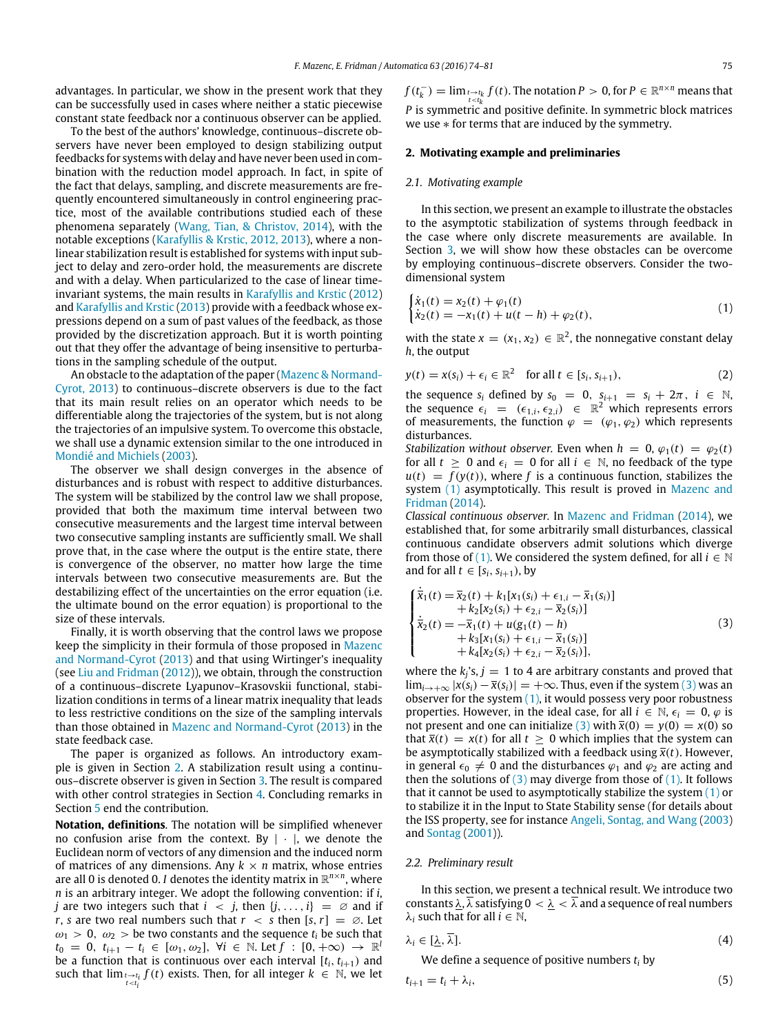advantages. In particular, we show in the present work that they can be successfully used in cases where neither a static piecewise constant state feedback nor a continuous observer can be applied.

To the best of the authors' knowledge, continuous–discrete observers have never been employed to design stabilizing output feedbacks for systems with delay and have never been used in combination with the reduction model approach. In fact, in spite of the fact that delays, sampling, and discrete measurements are frequently encountered simultaneously in control engineering practice, most of the available contributions studied each of these phenomena separately (Wang, Tian, & Christov, 2014), with the notable exceptions (Karafyllis & Krstic, 2012, 2013), where a nonlinear stabilization result is established for systems with input subject to delay and zero-order hold, the measurements are discrete and with a delay. When particularized to the case of linear time-invariant systems, the main results in Karafyllis and Krstic (2012) and Karafyllis and Krstic (2013) provide with a feedback whose expressions depend on a sum of past values of the feedback, as those provided by the discretization approach. But it is worth pointing out that they offer the advantage of being insensitive to perturbations in the sampling schedule of the output.

An obstacle to the adaptation of the paper (Mazenc & Normand-Cyrot, 2013) to continuous–discrete observers is due to the fact that its main result relies on an operator which needs to be differentiable along the trajectories of the system, but is not along the trajectories of an impulsive system. To overcome this obstacle, we shall use a dynamic extension similar to the one introduced in Mondié and Michiels (2003).

The observer we shall design converges in the absence of disturbances and is robust with respect to additive disturbances. The system will be stabilized by the control law we shall propose, provided that both the maximum time interval between two consecutive measurements and the largest time interval between two consecutive sampling instants are sufficiently small. We shall prove that, in the case where the output is the entire state, there is convergence of the observer, no matter how large the time intervals between two consecutive measurements are. But the destabilizing effect of the uncertainties on the error equation (i.e. the ultimate bound on the error equation) is proportional to the size of these intervals.

Finally, it is worth observing that the control laws we propose keep the simplicity in their formula of those proposed in Mazenc and Normand-Cyrot (2013) and that using Wirtinger's inequality (see Liu and Fridman (2012)), we obtain, through the construction of a continuous–discrete Lyapunov–Krasovskii functional, stabilization conditions in terms of a linear matrix inequality that leads to less restrictive conditions on the size of the sampling intervals than those obtained in Mazenc and Normand-Cyrot (2013) in the state feedback case.

The paper is organized as follows. An introductory example is given in Section 2. A stabilization result using a continuous–discrete observer is given in Section 3. The result is compared with other control strategies in Section 4. Concluding remarks in Section 5 end the contribution.

**Notation, definitions**. The notation will be simplified whenever no confusion arise from the context. By $|\cdot|$, we denote the Euclidean norm of vectors of any dimension and the induced norm of matrices of any dimensions. Any $k \times n$ matrix, whose entries are all 0 is denoted 0. $I$ denotes the identity matrix in $\mathbb{R}^{n\times n}$, where $n$ is an arbitrary integer. We adopt the following convention: if $i$, $j$ are two integers such that $i < j$, then $\{j, \dots, i\} = \varnothing$ and if $r$, $s$ are two real numbers such that $r < s$ then $[s, r] = \varnothing$. Let $\omega_1 > 0$, $\omega_2 >$ be two constants and the sequence $t_i$ be such that $t_0 = 0$, $t_{i+1} - t_i \in [\omega_1, \omega_2]$, $\forall i \in \mathbb{N}$. Let $f : [0, +\infty) \to \mathbb{R}^l$ be a function that is continuous over each interval $[t_i, t_{i+1})$ and such that $\lim_{\substack{t\to t_i \\ t<t_i}} f(t)$ exists. Then, for all integer $k \in \mathbb{N}$, we let $f(t_k^-) = \lim_{\substack{t\to t_k \\ t<t_k}} f(t)$. The notation $P > 0$, for $P \in \mathbb{R}^{n\times n}$ means that $P$ is symmetric and positive definite. In symmetric block matrices we use $*$ for terms that are induced by the symmetry.

## 2. Motivating example and preliminaries

### 2.1. Motivating example

In this section, we present an example to illustrate the obstacles to the asymptotic stabilization of systems through feedback in the case where only discrete measurements are available. In Section 3, we will show how these obstacles can be overcome by employing continuous–discrete observers. Consider the two-dimensional system

$$\begin{cases} \dot{x}_1(t) = x_2(t) + \varphi_1(t) \\ \dot{x}_2(t) = -x_1(t) + u(t-h) + \varphi_2(t), \end{cases} \tag{1}$$

with the state $x = (x_1, x_2) \in \mathbb{R}^2$, the nonnegative constant delay $h$, the output

$$y(t) = x(s_i) + \epsilon_i \in \mathbb{R}^2 \quad \text{for all } t \in [s_i, s_{i+1}), \tag{2}$$

the sequence $s_i$ defined by $s_0 = 0$, $s_{i+1} = s_i + 2\pi$, $i \in \mathbb{N}$, the sequence $\epsilon_i = (\epsilon_{1,i}, \epsilon_{2,i}) \in \mathbb{R}^2$ which represents errors of measurements, the function $\varphi = (\varphi_1, \varphi_2)$ which represents disturbances.

*Stabilization without observer.* Even when $h = 0$, $\varphi_1(t) = \varphi_2(t)$ for all $t \geq 0$ and $\epsilon_i = 0$ for all $i \in \mathbb{N}$, no feedback of the type $u(t) = f(y(t))$, where $f$ is a continuous function, stabilizes the system (1) asymptotically. This result is proved in Mazenc and Fridman (2014).

*Classical continuous observer.* In Mazenc and Fridman (2014), we established that, for some arbitrarily small disturbances, classical continuous candidate observers admit solutions which diverge from those of (1). We considered the system defined, for all $i \in \mathbb{N}$ and for all $t \in [s_i, s_{i+1})$, by

$$\begin{cases} \dot{\overline{x}}_1(t) = \overline{x}_2(t) + k_1[x_1(s_i) + \epsilon_{1,i} - \overline{x}_1(s_i)] \\ \qquad\quad + k_2[x_2(s_i) + \epsilon_{2,i} - \overline{x}_2(s_i)] \\ \dot{\overline{x}}_2(t) = -\overline{x}_1(t) + u(g_1(t) - h) \\ \qquad\quad + k_3[x_1(s_i) + \epsilon_{1,i} - \overline{x}_1(s_i)] \\ \qquad\quad + k_4[x_2(s_i) + \epsilon_{2,i} - \overline{x}_2(s_i)], \end{cases} \tag{3}$$

where the $k_j$'s, $j = 1$ to 4 are arbitrary constants and proved that $\lim_{i\to+\infty} |x(s_i) - \overline{x}(s_i)| = +\infty$. Thus, even if the system (3) was an observer for the system (1), it would possess very poor robustness properties. However, in the ideal case, for all $i \in \mathbb{N}$, $\epsilon_i = 0$, $\varphi$ is not present and one can initialize (3) with $\overline{x}(0) = y(0) = x(0)$ so that $\overline{x}(t) = x(t)$ for all $t \geq 0$ which implies that the system can be asymptotically stabilized with a feedback using $\overline{x}(t)$. However, in general $\epsilon_0 \neq 0$ and the disturbances $\varphi_1$ and $\varphi_2$ are acting and then the solutions of (3) may diverge from those of (1). It follows that it cannot be used to asymptotically stabilize the system (1) or to stabilize it in the Input to State Stability sense (for details about the ISS property, see for instance Angeli, Sontag, and Wang (2003) and Sontag (2001)).

### 2.2. Preliminary result

In this section, we present a technical result. We introduce two constants $\underline{\lambda}$, $\overline{\lambda}$ satisfying $0 < \underline{\lambda} < \overline{\lambda}$ and a sequence of real numbers $\lambda_i$ such that for all $i \in \mathbb{N}$,

$$\lambda_i \in [\underline{\lambda}, \overline{\lambda}]. \tag{4}$$

We define a sequence of positive numbers $t_i$ by

$$t_{i+1} = t_i + \lambda_i, \tag{5}$$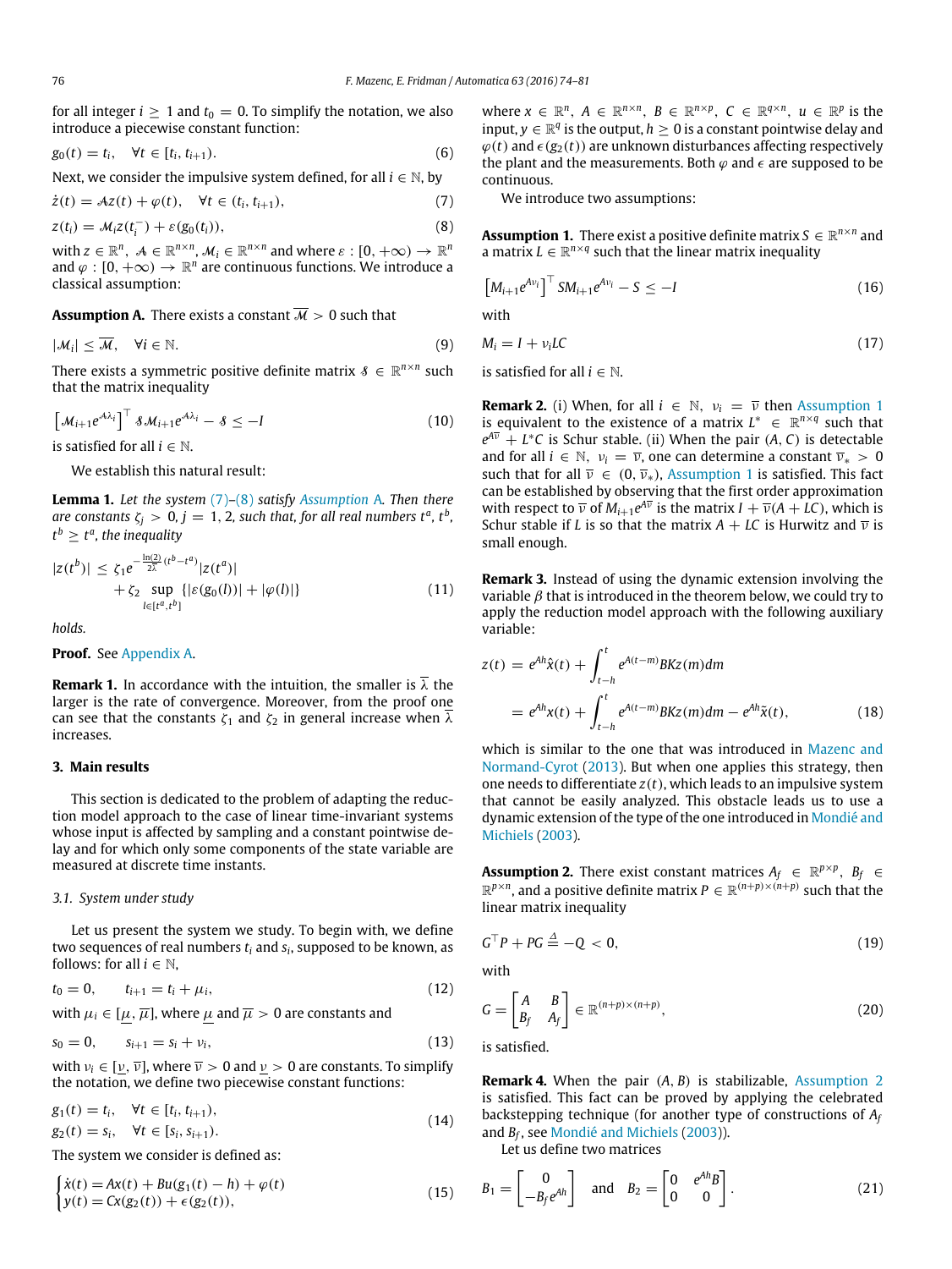for all integer $i \geq 1$ and $t_0 = 0$. To simplify the notation, we also introduce a piecewise constant function:

$$g_0(t) = t_i, \quad \forall t \in [t_i, t_{i+1}). \tag{6}$$

Next, we consider the impulsive system defined, for all $i \in \mathbb{N}$, by

$$\dot{z}(t) = \mathcal{A}z(t) + \varphi(t), \quad \forall t \in (t_i, t_{i+1}), \tag{7}$$

$$z(t_i) = \mathcal{M}_i z(t_i^-) + \varepsilon(g_0(t_i)), \tag{8}$$

with $z \in \mathbb{R}^n$, $\mathcal{A} \in \mathbb{R}^{n\times n}$, $\mathcal{M}_i \in \mathbb{R}^{n\times n}$ and where $\varepsilon : [0, +\infty) \to \mathbb{R}^n$ and $\varphi : [0, +\infty) \to \mathbb{R}^n$ are continuous functions. We introduce a classical assumption:

**Assumption A.** There exists a constant $\overline{\mathcal{M}} > 0$ such that

$$|\mathcal{M}_i| \leq \overline{\mathcal{M}}, \quad \forall i \in \mathbb{N}. \tag{9}$$

There exists a symmetric positive definite matrix $\mathcal{S} \in \mathbb{R}^{n\times n}$ such that the matrix inequality

$$\left[\mathcal{M}_{i+1}e^{\mathcal{A}\lambda_i}\right]^\top \mathcal{S}\mathcal{M}_{i+1}e^{\mathcal{A}\lambda_i} - \mathcal{S} \leq -I \tag{10}$$

is satisfied for all $i \in \mathbb{N}$.

We establish this natural result:

**Lemma 1.** *Let the system (7)–(8) satisfy Assumption A. Then there are constants $\zeta_j > 0$, $j = 1, 2$, such that, for all real numbers $t^a$, $t^b$, $t^b \geq t^a$, the inequality*

$$|z(t^b)| \leq \zeta_1 e^{-\frac{\ln(2)}{2\overline{\lambda}}(t^b - t^a)}|z(t^a)| + \zeta_2 \sup_{l\in[t^a, t^b]} \{|\varepsilon(g_0(l))| + |\varphi(l)|\} \tag{11}$$

*holds.*

**Proof.** See Appendix A.

**Remark 1.** In accordance with the intuition, the smaller is $\overline{\lambda}$ the larger is the rate of convergence. Moreover, from the proof one can see that the constants $\zeta_1$ and $\zeta_2$ in general increase when $\overline{\lambda}$ increases.

## 3. Main results

This section is dedicated to the problem of adapting the reduction model approach to the case of linear time-invariant systems whose input is affected by sampling and a constant pointwise delay and for which only some components of the state variable are measured at discrete time instants.

### 3.1. System under study

Let us present the system we study. To begin with, we define two sequences of real numbers $t_i$ and $s_i$, supposed to be known, as follows: for all $i \in \mathbb{N}$,

$$t_0 = 0, \qquad t_{i+1} = t_i + \mu_i, \tag{12}$$

with $\mu_i \in [\underline{\mu}, \overline{\mu}]$, where $\underline{\mu}$ and $\overline{\mu} > 0$ are constants and

$$s_0 = 0, \qquad s_{i+1} = s_i + \nu_i, \tag{13}$$

with $\nu_i \in [\underline{\nu}, \overline{\nu}]$, where $\overline{\nu} > 0$ and $\underline{\nu} > 0$ are constants. To simplify the notation, we define two piecewise constant functions:

$$\begin{aligned} g_1(t) &= t_i, \quad \forall t \in [t_i, t_{i+1}), \\ g_2(t) &= s_i, \quad \forall t \in [s_i, s_{i+1}). \end{aligned} \tag{14}$$

The system we consider is defined as:

$$\begin{cases} \dot{x}(t) = Ax(t) + Bu(g_1(t) - h) + \varphi(t) \\ y(t) = Cx(g_2(t)) + \epsilon(g_2(t)), \end{cases} \tag{15}$$

where $x \in \mathbb{R}^n$, $A \in \mathbb{R}^{n\times n}$, $B \in \mathbb{R}^{n\times p}$, $C \in \mathbb{R}^{q\times n}$, $u \in \mathbb{R}^p$ is the input, $y \in \mathbb{R}^q$ is the output, $h \geq 0$ is a constant pointwise delay and $\varphi(t)$ and $\epsilon(g_2(t))$ are unknown disturbances affecting respectively the plant and the measurements. Both $\varphi$ and $\epsilon$ are supposed to be continuous.

We introduce two assumptions:

**Assumption 1.** There exist a positive definite matrix $S \in \mathbb{R}^{n\times n}$ and a matrix $L \in \mathbb{R}^{n\times q}$ such that the linear matrix inequality

$$\left[M_{i+1}e^{A\nu_i}\right]^\top SM_{i+1}e^{A\nu_i} - S \leq -I \tag{16}$$

with

$$M_i = I + \nu_i LC \tag{17}$$

is satisfied for all $i \in \mathbb{N}$.

**Remark 2.** (i) When, for all $i \in \mathbb{N}$, $\nu_i = \overline{\nu}$ then Assumption 1 is equivalent to the existence of a matrix $L^* \in \mathbb{R}^{n\times q}$ such that $e^{A\overline{\nu}} + L^*C$ is Schur stable. (ii) When the pair $(A, C)$ is detectable and for all $i \in \mathbb{N}$, $\nu_i = \overline{\nu}$, one can determine a constant $\overline{\nu}_* > 0$ such that for all $\overline{\nu} \in (0, \overline{\nu}_*)$, Assumption 1 is satisfied. This fact can be established by observing that the first order approximation with respect to $\overline{\nu}$ of $M_{i+1}e^{A\overline{\nu}}$ is the matrix $I + \overline{\nu}(A + LC)$, which is Schur stable if $L$ is so that the matrix $A + LC$ is Hurwitz and $\overline{\nu}$ is small enough.

**Remark 3.** Instead of using the dynamic extension involving the variable $\beta$ that is introduced in the theorem below, we could try to apply the reduction model approach with the following auxiliary variable:

$$\begin{aligned} z(t) &= e^{Ah}\hat{x}(t) + \int_{t-h}^{t} e^{A(t-m)}BKz(m)dm \\ &= e^{Ah}x(t) + \int_{t-h}^{t} e^{A(t-m)}BKz(m)dm - e^{Ah}\tilde{x}(t), \end{aligned} \tag{18}$$

which is similar to the one that was introduced in Mazenc and Normand-Cyrot (2013). But when one applies this strategy, then one needs to differentiate $z(t)$, which leads to an impulsive system that cannot be easily analyzed. This obstacle leads us to use a dynamic extension of the type of the one introduced in Mondié and Michiels (2003).

**Assumption 2.** There exist constant matrices $A_f \in \mathbb{R}^{p\times p}$, $B_f \in \mathbb{R}^{p\times n}$, and a positive definite matrix $P \in \mathbb{R}^{(n+p)\times(n+p)}$ such that the linear matrix inequality

$$G^\top P + PG \overset{\Delta}{=} -Q < 0, \tag{19}$$

with

$$G = \begin{bmatrix} A & B \\ B_f & A_f \end{bmatrix} \in \mathbb{R}^{(n+p)\times(n+p)}, \tag{20}$$

is satisfied.

**Remark 4.** When the pair $(A, B)$ is stabilizable, Assumption 2 is satisfied. This fact can be proved by applying the celebrated backstepping technique (for another type of constructions of $A_f$ and $B_f$, see Mondié and Michiels (2003)).

Let us define two matrices

$$B_1 = \begin{bmatrix} 0 \\ -B_f e^{Ah} \end{bmatrix} \quad \text{and} \quad B_2 = \begin{bmatrix} 0 & e^{Ah}B \\ 0 & 0 \end{bmatrix}. \tag{21}$$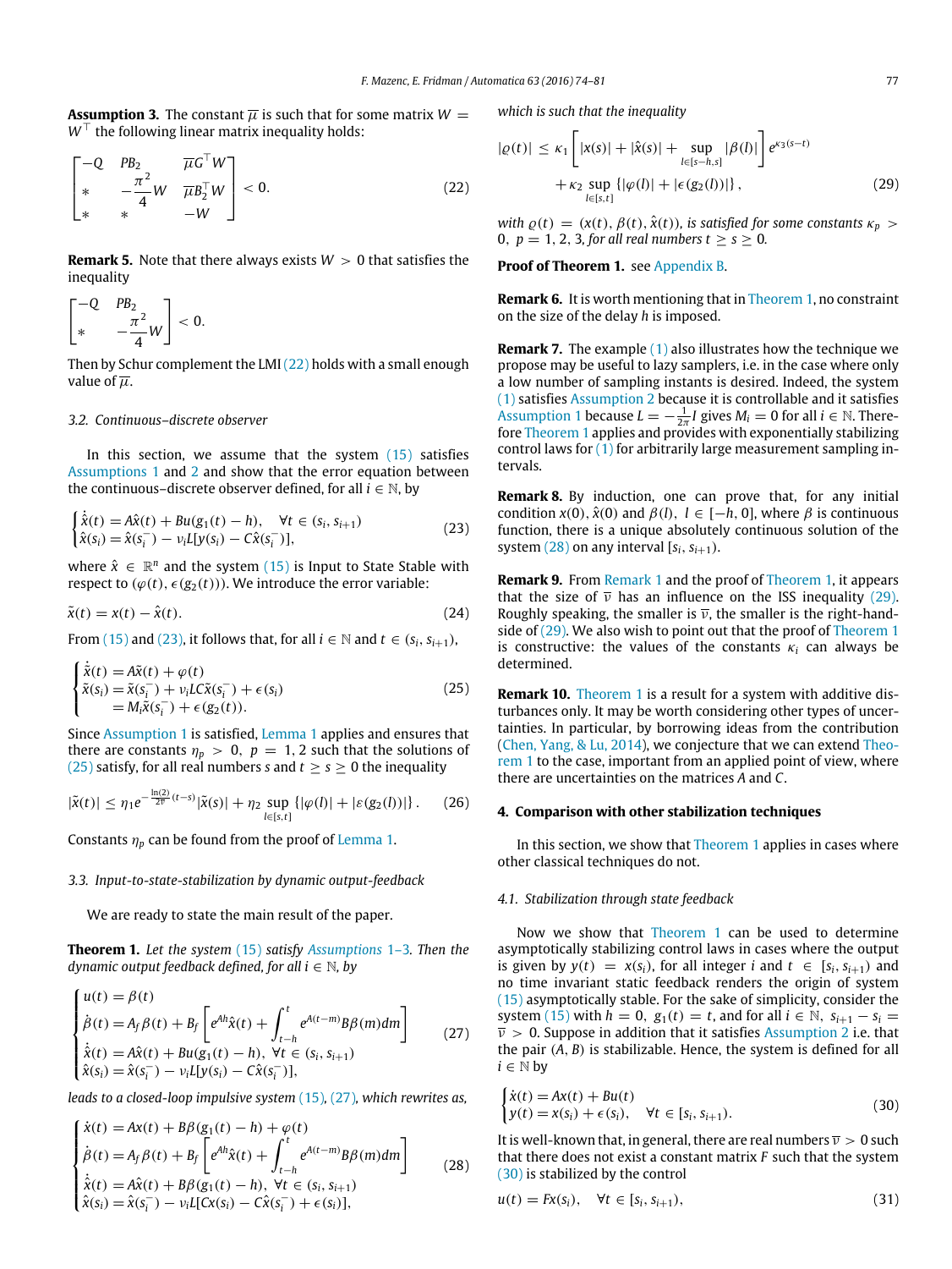**Assumption 3.** The constant $\overline{\mu}$ is such that for some matrix $W = W^\top$ the following linear matrix inequality holds:

$$\begin{bmatrix} -Q & PB_2 & \overline{\mu}G^\top W \\ * & -\frac{\pi^2}{4}W & \overline{\mu}B_2^\top W \\ * & * & -W \end{bmatrix} < 0. \tag{22}$$

**Remark 5.** Note that there always exists $W > 0$ that satisfies the inequality

$$\begin{bmatrix} -Q & PB_2 \\ * & -\frac{\pi^2}{4}W \end{bmatrix} < 0.$$

Then by Schur complement the LMI (22) holds with a small enough value of $\overline{\mu}$.

### 3.2. Continuous–discrete observer

In this section, we assume that the system (15) satisfies Assumptions 1 and 2 and show that the error equation between the continuous–discrete observer defined, for all $i \in \mathbb{N}$, by

$$\begin{cases} \dot{\hat{x}}(t) = A\hat{x}(t) + Bu(g_1(t) - h), \quad \forall t \in (s_i, s_{i+1}) \\ \hat{x}(s_i) = \hat{x}(s_i^-) - \nu_i L[y(s_i) - C\hat{x}(s_i^-)], \end{cases} \tag{23}$$

where $\hat{x} \in \mathbb{R}^n$ and the system (15) is Input to State Stable with respect to $(\varphi(t), \epsilon(g_2(t)))$. We introduce the error variable:

$$\tilde{x}(t) = x(t) - \hat{x}(t). \tag{24}$$

From (15) and (23), it follows that, for all $i \in \mathbb{N}$ and $t \in (s_i, s_{i+1})$,

$$\begin{cases} \dot{\tilde{x}}(t) = A\tilde{x}(t) + \varphi(t) \\ \tilde{x}(s_i) = \tilde{x}(s_i^-) + \nu_i LC\tilde{x}(s_i^-) + \epsilon(s_i) \\ \qquad = M_i\tilde{x}(s_i^-) + \epsilon(g_2(t)). \end{cases} \tag{25}$$

Since Assumption 1 is satisfied, Lemma 1 applies and ensures that there are constants $\eta_p > 0$, $p = 1, 2$ such that the solutions of (25) satisfy, for all real numbers $s$ and $t \geq s \geq 0$ the inequality

$$|\tilde{x}(t)| \leq \eta_1 e^{-\frac{\ln(2)}{2\overline{\nu}}(t-s)}|\tilde{x}(s)| + \eta_2 \sup_{l\in[s,t]}\{|\varphi(l)| + |\varepsilon(g_2(l))|\}. \tag{26}$$

Constants $\eta_p$ can be found from the proof of Lemma 1.

### 3.3. Input-to-state-stabilization by dynamic output-feedback

We are ready to state the main result of the paper.

**Theorem 1.** *Let the system (15) satisfy Assumptions 1–3. Then the dynamic output feedback defined, for all $i \in \mathbb{N}$, by*

$$\begin{cases} u(t) = \beta(t) \\ \dot{\beta}(t) = A_f\beta(t) + B_f\left[e^{Ah}\hat{x}(t) + \int_{t-h}^{t} e^{A(t-m)}B\beta(m)dm\right] \\ \dot{\hat{x}}(t) = A\hat{x}(t) + Bu(g_1(t) - h), \ \forall t \in (s_i, s_{i+1}) \\ \hat{x}(s_i) = \hat{x}(s_i^-) - \nu_i L[y(s_i) - C\hat{x}(s_i^-)], \end{cases} \tag{27}$$

*leads to a closed-loop impulsive system (15), (27), which rewrites as,*

$$\begin{cases} \dot{x}(t) = Ax(t) + B\beta(g_1(t) - h) + \varphi(t) \\ \dot{\beta}(t) = A_f\beta(t) + B_f\left[e^{Ah}\hat{x}(t) + \int_{t-h}^{t} e^{A(t-m)}B\beta(m)dm\right] \\ \dot{\hat{x}}(t) = A\hat{x}(t) + B\beta(g_1(t) - h), \ \forall t \in (s_i, s_{i+1}) \\ \hat{x}(s_i) = \hat{x}(s_i^-) - \nu_i L[Cx(s_i) - C\hat{x}(s_i^-) + \epsilon(s_i)], \end{cases} \tag{28}$$

*which is such that the inequality*

$$|\varrho(t)| \leq \kappa_1\left[|x(s)| + |\hat{x}(s)| + \sup_{l\in[s-h,s]}|\beta(l)|\right]e^{\kappa_3(s-t)} + \kappa_2 \sup_{l\in[s,t]}\{|\varphi(l)| + |\epsilon(g_2(l))|\}, \tag{29}$$

*with $\varrho(t) = (x(t), \beta(t), \hat{x}(t))$, is satisfied for some constants $\kappa_p > 0$, $p = 1, 2, 3$, for all real numbers $t \geq s \geq 0$.*

**Proof of Theorem 1.** see Appendix B.

**Remark 6.** It is worth mentioning that in Theorem 1, no constraint on the size of the delay $h$ is imposed.

**Remark 7.** The example (1) also illustrates how the technique we propose may be useful to lazy samplers, i.e. in the case where only a low number of sampling instants is desired. Indeed, the system (1) satisfies Assumption 2 because it is controllable and it satisfies Assumption 1 because $L = -\frac{1}{2\pi}I$ gives $M_i = 0$ for all $i \in \mathbb{N}$. Therefore Theorem 1 applies and provides with exponentially stabilizing control laws for (1) for arbitrarily large measurement sampling intervals.

**Remark 8.** By induction, one can prove that, for any initial condition $x(0)$, $\hat{x}(0)$ and $\beta(l)$, $l \in [-h, 0]$, where $\beta$ is continuous function, there is a unique absolutely continuous solution of the system (28) on any interval $[s_i, s_{i+1})$.

**Remark 9.** From Remark 1 and the proof of Theorem 1, it appears that the size of $\overline{\nu}$ has an influence on the ISS inequality (29). Roughly speaking, the smaller is $\overline{\nu}$, the smaller is the right-hand-side of (29). We also wish to point out that the proof of Theorem 1 is constructive: the values of the constants $\kappa_i$ can always be determined.

**Remark 10.** Theorem 1 is a result for a system with additive disturbances only. It may be worth considering other types of uncertainties. In particular, by borrowing ideas from the contribution (Chen, Yang, & Lu, 2014), we conjecture that we can extend Theorem 1 to the case, important from an applied point of view, where there are uncertainties on the matrices $A$ and $C$.

## 4. Comparison with other stabilization techniques

In this section, we show that Theorem 1 applies in cases where other classical techniques do not.

### 4.1. Stabilization through state feedback

Now we show that Theorem 1 can be used to determine asymptotically stabilizing control laws in cases where the output is given by $y(t) = x(s_i)$, for all integer $i$ and $t \in [s_i, s_{i+1})$ and no time invariant static feedback renders the origin of system (15) asymptotically stable. For the sake of simplicity, consider the system (15) with $h = 0$, $g_1(t) = t$, and for all $i \in \mathbb{N}$, $s_{i+1} - s_i = \overline{\nu} > 0$. Suppose in addition that it satisfies Assumption 2 i.e. that the pair $(A, B)$ is stabilizable. Hence, the system is defined for all $i \in \mathbb{N}$ by

$$\begin{cases} \dot{x}(t) = Ax(t) + Bu(t) \\ y(t) = x(s_i) + \epsilon(s_i), \quad \forall t \in [s_i, s_{i+1}). \end{cases} \tag{30}$$

It is well-known that, in general, there are real numbers $\overline{\nu} > 0$ such that there does not exist a constant matrix $F$ such that the system (30) is stabilized by the control

$$u(t) = Fx(s_i), \quad \forall t \in [s_i, s_{i+1}), \tag{31}$$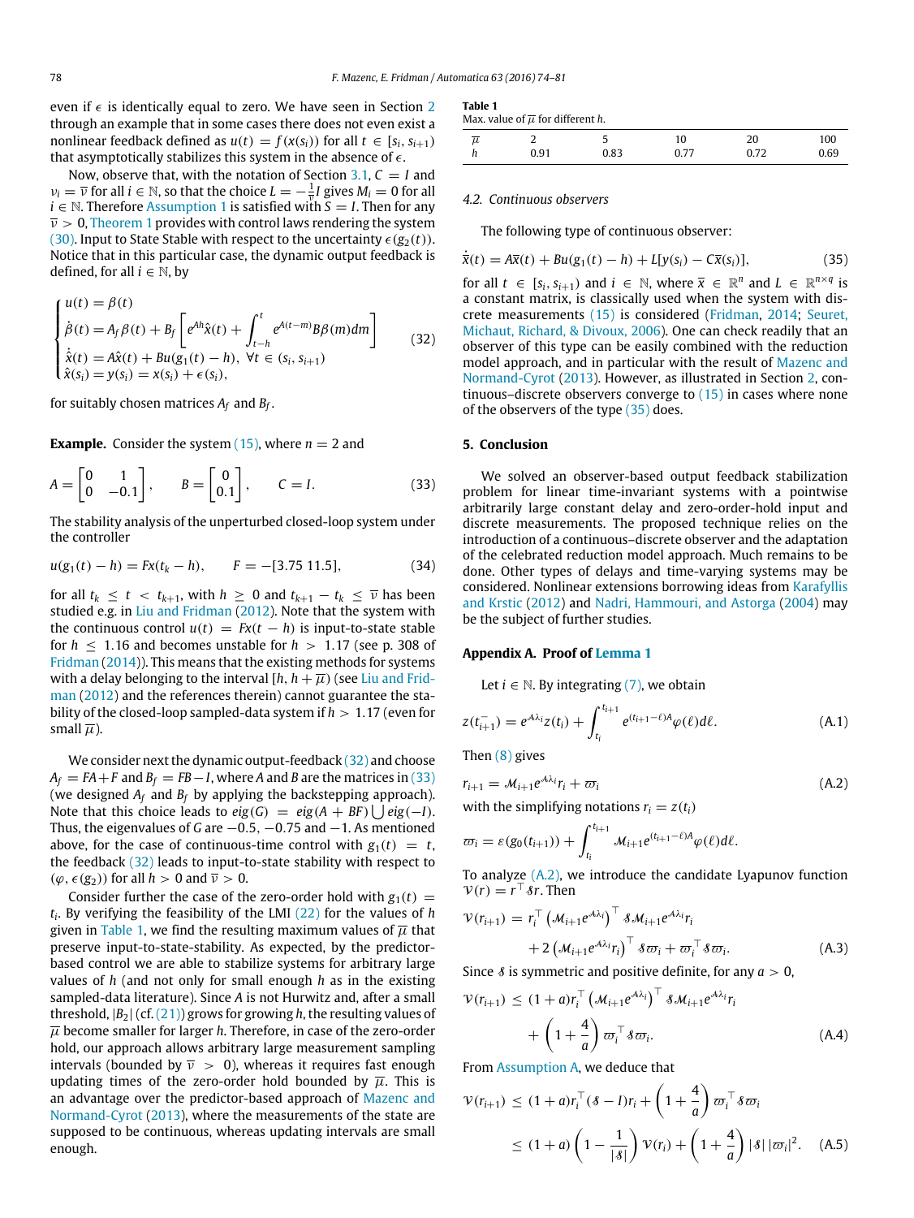even if $\epsilon$ is identically equal to zero. We have seen in Section 2 through an example that in some cases there does not even exist a nonlinear feedback defined as $u(t) = f(x(s_i))$ for all $t \in [s_i, s_{i+1})$ that asymptotically stabilizes this system in the absence of $\epsilon$.

Now, observe that, with the notation of Section 3.1, $C = I$ and $\nu_i = \overline{\nu}$ for all $i \in \mathbb{N}$, so that the choice $L = -\frac{1}{\overline{\nu}}I$ gives $M_i = 0$ for all $i \in \mathbb{N}$. Therefore Assumption 1 is satisfied with $S = I$. Then for any $\overline{\nu} > 0$, Theorem 1 provides with control laws rendering the system (30). Input to State Stable with respect to the uncertainty $\epsilon(g_2(t))$. Notice that in this particular case, the dynamic output feedback is defined, for all $i \in \mathbb{N}$, by

$$\begin{cases} u(t) = \beta(t) \\ \dot{\beta}(t) = A_f\beta(t) + B_f\left[e^{Ah}\hat{x}(t) + \int_{t-h}^{t} e^{A(t-m)}B\beta(m)dm\right] \\ \dot{\hat{x}}(t) = A\hat{x}(t) + Bu(g_1(t) - h),\ \forall t \in (s_i, s_{i+1}) \\ \hat{x}(s_i) = y(s_i) = x(s_i) + \epsilon(s_i), \end{cases} \tag{32}$$

for suitably chosen matrices $A_f$ and $B_f$.

**Example.** Consider the system (15), where $n = 2$ and

$$A = \begin{bmatrix} 0 & 1 \\ 0 & -0.1 \end{bmatrix}, \qquad B = \begin{bmatrix} 0 \\ 0.1 \end{bmatrix}, \qquad C = I. \tag{33}$$

The stability analysis of the unperturbed closed-loop system under the controller

$$u(g_1(t) - h) = Fx(t_k - h), \qquad F = -[3.75\ 11.5], \tag{34}$$

for all $t_k \le t < t_{k+1}$, with $h \ge 0$ and $t_{k+1} - t_k \le \overline{\nu}$ has been studied e.g. in Liu and Fridman (2012). Note that the system with the continuous control $u(t) = Fx(t - h)$ is input-to-state stable for $h \le 1.16$ and becomes unstable for $h > 1.17$ (see p. 308 of Fridman (2014)). This means that the existing methods for systems with a delay belonging to the interval $[h, h + \overline{\mu})$ (see Liu and Fridman (2012) and the references therein) cannot guarantee the stability of the closed-loop sampled-data system if $h > 1.17$ (even for small $\overline{\mu}$).

We consider next the dynamic output-feedback (32) and choose $A_f = FA + F$ and $B_f = FB - I$, where $A$ and $B$ are the matrices in (33) (we designed $A_f$ and $B_f$ by applying the backstepping approach). Note that this choice leads to $eig(G) = eig(A + BF) \bigcup eig(-I)$. Thus, the eigenvalues of $G$ are $-0.5$, $-0.75$ and $-1$. As mentioned above, for the case of continuous-time control with $g_1(t) = t$, the feedback (32) leads to input-to-state stability with respect to $(\varphi, \epsilon(g_2))$ for all $h > 0$ and $\overline{\nu} > 0$.

Consider further the case of the zero-order hold with $g_1(t) = t_i$. By verifying the feasibility of the LMI (22) for the values of $h$ given in Table 1, we find the resulting maximum values of $\overline{\mu}$ that preserve input-to-state-stability. As expected, by the predictor-based control we are able to stabilize systems for arbitrary large values of $h$ (and not only for small enough $h$ as in the existing sampled-data literature). Since $A$ is not Hurwitz and, after a small threshold, $|B_2|$ (cf. (21)) grows for growing $h$, the resulting values of $\overline{\mu}$ become smaller for larger $h$. Therefore, in case of the zero-order hold, our approach allows arbitrary large measurement sampling intervals (bounded by $\overline{\nu} > 0$), whereas it requires fast enough updating times of the zero-order hold bounded by $\overline{\mu}$. This is an advantage over the predictor-based approach of Mazenc and Normand-Cyrot (2013), where the measurements of the state are supposed to be continuous, whereas updating intervals are small enough.

**Table 1**
Max. value of $\overline{\mu}$ for different $h$.

| $\overline{\mu}$ | 2 | 5 | 10 | 20 | 100 |
|---|---|---|---|---|---|
| $h$ | 0.91 | 0.83 | 0.77 | 0.72 | 0.69 |

### 4.2. Continuous observers

The following type of continuous observer:

$$\dot{\overline{x}}(t) = A\overline{x}(t) + Bu(g_1(t) - h) + L[y(s_i) - C\overline{x}(s_i)], \tag{35}$$

for all $t \in [s_i, s_{i+1})$ and $i \in \mathbb{N}$, where $\overline{x} \in \mathbb{R}^n$ and $L \in \mathbb{R}^{n\times q}$ is a constant matrix, is classically used when the system with discrete measurements (15) is considered (Fridman, 2014; Seuret, Michaut, Richard, & Divoux, 2006). One can check readily that an observer of this type can be easily combined with the reduction model approach, and in particular with the result of Mazenc and Normand-Cyrot (2013). However, as illustrated in Section 2, continuous–discrete observers converge to (15) in cases where none of the observers of the type (35) does.

## 5. Conclusion

We solved an observer-based output feedback stabilization problem for linear time-invariant systems with a pointwise arbitrarily large constant delay and zero-order-hold input and discrete measurements. The proposed technique relies on the introduction of a continuous–discrete observer and the adaptation of the celebrated reduction model approach. Much remains to be done. Other types of delays and time-varying systems may be considered. Nonlinear extensions borrowing ideas from Karafyllis and Krstic (2012) and Nadri, Hammouri, and Astorga (2004) may be the subject of further studies.

## Appendix A. Proof of Lemma 1

Let $i \in \mathbb{N}$. By integrating (7), we obtain

$$z(t_{i+1}^-) = e^{\mathcal{A}\lambda_i}z(t_i) + \int_{t_i}^{t_{i+1}} e^{(t_{i+1}-\ell)\mathcal{A}}\varphi(\ell)d\ell. \tag{A.1}$$

Then (8) gives

$$r_{i+1} = \mathcal{M}_{i+1}e^{\mathcal{A}\lambda_i}r_i + \varpi_i \tag{A.2}$$

with the simplifying notations $r_i = z(t_i)$

$$\varpi_i = \varepsilon(g_0(t_{i+1})) + \int_{t_i}^{t_{i+1}} \mathcal{M}_{i+1}e^{(t_{i+1}-\ell)\mathcal{A}}\varphi(\ell)d\ell.$$

To analyze (A.2), we introduce the candidate Lyapunov function $\mathcal{V}(r) = r^\top \mathcal{S} r$. Then

$$\begin{aligned} \mathcal{V}(r_{i+1}) &= r_i^\top \left(\mathcal{M}_{i+1}e^{\mathcal{A}\lambda_i}\right)^\top \mathcal{S}\mathcal{M}_{i+1}e^{\mathcal{A}\lambda_i}r_i \\ &\quad + 2\left(\mathcal{M}_{i+1}e^{\mathcal{A}\lambda_i}r_i\right)^\top \mathcal{S}\varpi_i + \varpi_i^\top \mathcal{S}\varpi_i. \end{aligned} \tag{A.3}$$

Since $\mathcal{S}$ is symmetric and positive definite, for any $a > 0$,

$$\begin{aligned} \mathcal{V}(r_{i+1}) &\le (1 + a)r_i^\top \left(\mathcal{M}_{i+1}e^{\mathcal{A}\lambda_i}\right)^\top \mathcal{S}\mathcal{M}_{i+1}e^{\mathcal{A}\lambda_i}r_i \\ &\quad + \left(1 + \frac{4}{a}\right)\varpi_i^\top \mathcal{S}\varpi_i. \end{aligned} \tag{A.4}$$

From Assumption A, we deduce that

$$\begin{aligned} \mathcal{V}(r_{i+1}) &\le (1 + a)r_i^\top(\mathcal{S} - I)r_i + \left(1 + \frac{4}{a}\right)\varpi_i^\top \mathcal{S}\varpi_i \\ &\le (1 + a)\left(1 - \frac{1}{|\mathcal{S}|}\right)\mathcal{V}(r_i) + \left(1 + \frac{4}{a}\right)|\mathcal{S}|\,|\varpi_i|^2. \end{aligned} \tag{A.5}$$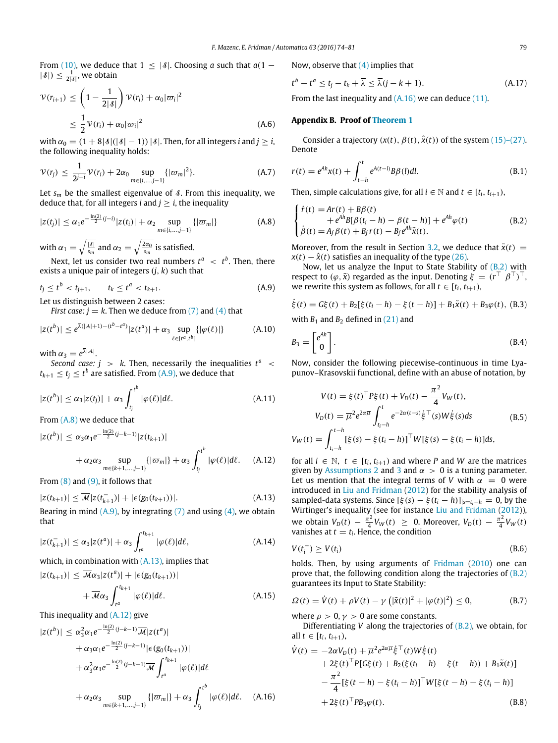From (10), we deduce that $1 \le |\mathcal{S}|$. Choosing $a$ such that $a(1 - |\mathcal{S}|) \le \frac{1}{2|\mathcal{S}|}$, we obtain

$$\mathcal{V}(r_{i+1}) \le \left(1 - \frac{1}{2|\mathcal{S}|}\right)\mathcal{V}(r_i) + \alpha_0|\varpi_i|^2$$
$$\le \frac{1}{2}\mathcal{V}(r_i) + \alpha_0|\varpi_i|^2 \tag{A.6}$$

with $\alpha_0 = (1 + 8|\mathcal{S}|(|\mathcal{S}| - 1))\,|\mathcal{S}|$. Then, for all integers $i$ and $j \ge i$, the following inequality holds:

$$\mathcal{V}(r_j) \le \frac{1}{2^{j-i}}\mathcal{V}(r_i) + 2\alpha_0 \sup_{m\in\{i,\ldots,j-1\}}\{|\varpi_m|^2\}. \tag{A.7}$$

Let $s_m$ be the smallest eigenvalue of $\mathcal{S}$. From this inequality, we deduce that, for all integers $i$ and $j \ge i$, the inequality

$$|z(t_j)| \le \alpha_1 e^{-\frac{\ln(2)}{2}(j-i)}|z(t_i)| + \alpha_2 \sup_{m\in\{i,\ldots,j-1\}}\{|\varpi_m|\} \tag{A.8}$$

with $\alpha_1 = \sqrt{\frac{|\mathcal{S}|}{s_m}}$ and $\alpha_2 = \sqrt{\frac{2\alpha_0}{s_m}}$ is satisfied.

Next, let us consider two real numbers $t^a < t^b$. Then, there exists a unique pair of integers $(j, k)$ such that

$$t_j \le t^b < t_{j+1}, \qquad t_k \le t^a < t_{k+1}. \tag{A.9}$$

Let us distinguish between 2 cases:

*First case:* $j = k$. Then we deduce from (7) and (4) that

$$|z(t^b)| \le e^{\overline{\lambda}(|\mathcal{A}|+1)-(t^b-t^a)}|z(t^a)| + \alpha_3 \sup_{\ell\in[t^a,t^b]}\{|\varphi(\ell)|\} \tag{A.10}$$

with $\alpha_3 = e^{\overline{\lambda}|\mathcal{A}|}$.

*Second case:* $j > k$. Then, necessarily the inequalities $t^a < t_{k+1} \le t_j \le t^b$ are satisfied. From (A.9), we deduce that

$$|z(t^b)| \le \alpha_3|z(t_j)| + \alpha_3\int_{t_j}^{t^b}|\varphi(\ell)|d\ell. \tag{A.11}$$

From (A.8) we deduce that

$$|z(t^b)| \le \alpha_3\alpha_1 e^{-\frac{\ln(2)}{2}(j-k-1)}|z(t_{k+1})|$$
$$+ \alpha_2\alpha_3 \sup_{m\in\{k+1,\ldots,j-1\}}\{|\varpi_m|\} + \alpha_3\int_{t_j}^{t^b}|\varphi(\ell)|d\ell. \tag{A.12}$$

From (8) and (9), it follows that

$$|z(t_{k+1})| \le \overline{\mathcal{M}}|z(t_{k+1}^-)| + |\epsilon(g_0(t_{k+1}))|. \tag{A.13}$$

Bearing in mind (A.9), by integrating (7) and using (4), we obtain that

$$|z(t_{k+1}^-)| \le \alpha_3|z(t^a)| + \alpha_3\int_{t^a}^{t_{k+1}}|\varphi(\ell)|d\ell, \tag{A.14}$$

which, in combination with (A.13), implies that

$$|z(t_{k+1})| \le \overline{\mathcal{M}}\alpha_3|z(t^a)| + |\epsilon(g_0(t_{k+1}))|$$
$$+ \overline{\mathcal{M}}\alpha_3\int_{t^a}^{t_{k+1}}|\varphi(\ell)|d\ell. \tag{A.15}$$

This inequality and (A.12) give

$$|z(t^b)| \le \alpha_3^2\alpha_1 e^{-\frac{\ln(2)}{2}(j-k-1)}\overline{\mathcal{M}}|z(t^a)|$$
$$+ \alpha_3\alpha_1 e^{-\frac{\ln(2)}{2}(j-k-1)}|\epsilon(g_0(t_{k+1}))|$$
$$+ \alpha_3^2\alpha_1 e^{-\frac{\ln(2)}{2}(j-k-1)}\overline{\mathcal{M}}\int_{t^a}^{t_{k+1}}|\varphi(\ell)|d\ell$$
$$+ \alpha_2\alpha_3 \sup_{m\in\{k+1,\ldots,j-1\}}\{|\varpi_m|\} + \alpha_3\int_{t_j}^{t^b}|\varphi(\ell)|d\ell. \tag{A.16}$$

Now, observe that (4) implies that

$$t^b - t^a \le t_j - t_k + \overline{\lambda} \le \overline{\lambda}(j - k + 1). \tag{A.17}$$

From the last inequality and (A.16) we can deduce (11).

## Appendix B. Proof of Theorem 1

Consider a trajectory $(x(t), \beta(t), \hat{x}(t))$ of the system (15)–(27). Denote

$$r(t) = e^{Ah}x(t) + \int_{t-h}^{t} e^{A(t-l)}B\beta(l)dl. \tag{B.1}$$

Then, simple calculations give, for all $i \in \mathbb{N}$ and $t \in [t_i, t_{i+1})$,

$$\begin{cases} \dot{r}(t) = Ar(t) + B\beta(t) \\ \qquad\quad + e^{Ah}B[\beta(t_i - h) - \beta(t - h)] + e^{Ah}\varphi(t) \\ \dot{\beta}(t) = A_f\beta(t) + B_f r(t) - B_f e^{Ah}\tilde{x}(t). \end{cases} \tag{B.2}$$

Moreover, from the result in Section 3.2, we deduce that $\tilde{x}(t) = x(t) - \hat{x}(t)$ satisfies an inequality of the type (26).

Now, let us analyze the Input to State Stability of (B.2) with respect to $(\varphi, \tilde{x})$ regarded as the input. Denoting $\xi = (r^\top\ \beta^\top)^\top$, we rewrite this system as follows, for all $t \in [t_i, t_{i+1})$,

$$\dot{\xi}(t) = G\xi(t) + B_2[\xi(t_i - h) - \xi(t - h)] + B_1\tilde{x}(t) + B_3\varphi(t), \tag{B.3}$$

with $B_1$ and $B_2$ defined in (21) and

$$B_3 = \begin{bmatrix} e^{Ah} \\ 0 \end{bmatrix}. \tag{B.4}$$

Now, consider the following piecewise-continuous in time Lyapunov–Krasovskii functional, define with an abuse of notation, by

$$V(t) = \xi(t)^\top P\xi(t) + V_D(t) - \frac{\pi^2}{4}V_W(t),$$
$$V_D(t) = \overline{\mu}^2 e^{2\alpha\overline{\mu}}\int_{t_i-h}^{t} e^{-2\alpha(t-s)}\dot{\xi}^\top(s)W\dot{\xi}(s)ds \tag{B.5}$$
$$V_W(t) = \int_{t_i-h}^{t-h}[\xi(s) - \xi(t_i - h)]^\top W[\xi(s) - \xi(t_i - h)]ds,$$

for all $i \in \mathbb{N}$, $t \in [t_i, t_{i+1})$ and where $P$ and $W$ are the matrices given by Assumptions 2 and 3 and $\alpha > 0$ is a tuning parameter. Let us mention that the integral terms of $V$ with $\alpha = 0$ were introduced in Liu and Fridman (2012) for the stability analysis of sampled-data systems. Since $[\xi(s) - \xi(t_i - h)]_{|s=t_i-h} = 0$, by the Wirtinger's inequality (see for instance Liu and Fridman (2012)), we obtain $V_D(t) - \frac{\pi^2}{4}V_W(t) \ge 0$. Moreover, $V_D(t) - \frac{\pi^2}{4}V_W(t)$ vanishes at $t = t_i$. Hence, the condition

$$V(t_i^-) \ge V(t_i) \tag{B.6}$$

holds. Then, by using arguments of Fridman (2010) one can prove that, the following condition along the trajectories of (B.2) guarantees its Input to State Stability:

$$\Omega(t) = \dot{V}(t) + \rho V(t) - \gamma\left(|\tilde{x}(t)|^2 + |\varphi(t)|^2\right) \le 0, \tag{B.7}$$

where $\rho > 0, \gamma > 0$ are some constants.

Differentiating $V$ along the trajectories of (B.2), we obtain, for all $t \in [t_i, t_{i+1})$,

$$\dot{V}(t) = -2\alpha V_D(t) + \overline{\mu}^2 e^{2\alpha\overline{\mu}}\dot{\xi}^\top(t)W\dot{\xi}(t)$$
$$+ 2\xi(t)^\top P[G\xi(t) + B_2(\xi(t_i - h) - \xi(t - h)) + B_1\tilde{x}(t)]$$
$$- \frac{\pi^2}{4}[\xi(t - h) - \xi(t_i - h)]^\top W[\xi(t - h) - \xi(t_i - h)]$$
$$+ 2\xi(t)^\top PB_3\varphi(t). \tag{B.8}$$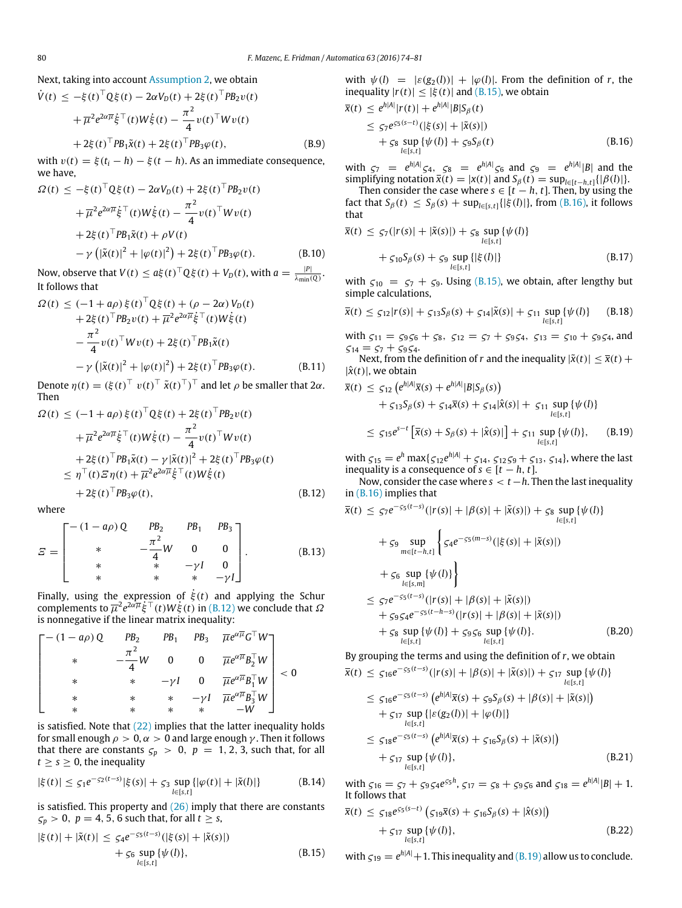Next, taking into account Assumption 2, we obtain

$$
\begin{aligned}
\dot{V}(t) \leq\; & -\xi(t)^\top Q\xi(t) - 2\alpha V_D(t) + 2\xi(t)^\top PB_2 v(t) \\
& + \overline{\mu}^2 e^{2\alpha\overline{\mu}} \dot{\xi}^\top(t) W \dot{\xi}(t) - \frac{\pi^2}{4} v(t)^\top W v(t) \\
& + 2\xi(t)^\top PB_1 \tilde{x}(t) + 2\xi(t)^\top PB_3 \varphi(t),
\end{aligned} \tag{B.9}
$$

with $v(t) = \xi(t_i - h) - \xi(t-h)$. As an immediate consequence, we have,

$$
\begin{aligned}
\Omega(t) \leq\; & -\xi(t)^\top Q\xi(t) - 2\alpha V_D(t) + 2\xi(t)^\top PB_2 v(t) \\
& + \overline{\mu}^2 e^{2\alpha\overline{\mu}} \dot{\xi}^\top(t) W \dot{\xi}(t) - \frac{\pi^2}{4} v(t)^\top W v(t) \\
& + 2\xi(t)^\top PB_1 \tilde{x}(t) + \rho V(t) \\
& - \gamma\left(|\tilde{x}(t)|^2 + |\varphi(t)|^2\right) + 2\xi(t)^\top PB_3 \varphi(t).
\end{aligned} \tag{B.10}
$$

Now, observe that $V(t) \leq a\xi(t)^\top Q\xi(t) + V_D(t)$, with $a = \frac{|P|}{\lambda_{\min}(Q)}$. It follows that

$$
\begin{aligned}
\Omega(t) \leq\; & (-1 + a\rho)\,\xi(t)^\top Q\xi(t) + (\rho - 2\alpha)\, V_D(t) \\
& + 2\xi(t)^\top PB_2 v(t) + \overline{\mu}^2 e^{2\alpha\overline{\mu}} \dot{\xi}^\top(t) W \dot{\xi}(t) \\
& - \frac{\pi^2}{4} v(t)^\top W v(t) + 2\xi(t)^\top PB_1 \tilde{x}(t) \\
& - \gamma\left(|\tilde{x}(t)|^2 + |\varphi(t)|^2\right) + 2\xi(t)^\top PB_3 \varphi(t).
\end{aligned} \tag{B.11}
$$

Denote $\eta(t) = (\xi(t)^\top\ v(t)^\top\ \tilde{x}(t)^\top)^\top$ and let $\rho$ be smaller that $2\alpha$. Then

$$
\begin{aligned}
\Omega(t) \leq\; & (-1 + a\rho)\,\xi(t)^\top Q\xi(t) + 2\xi(t)^\top PB_2 v(t) \\
& + \overline{\mu}^2 e^{2\alpha\overline{\mu}} \dot{\xi}^\top(t) W \dot{\xi}(t) - \frac{\pi^2}{4} v(t)^\top W v(t) \\
& + 2\xi(t)^\top PB_1 \tilde{x}(t) - \gamma|\tilde{x}(t)|^2 + 2\xi(t)^\top PB_3 \varphi(t) \\
\leq\; & \eta^\top(t)\Xi\eta(t) + \overline{\mu}^2 e^{2\alpha\overline{\mu}} \dot{\xi}^\top(t) W \dot{\xi}(t) \\
& + 2\xi(t)^\top PB_3 \varphi(t),
\end{aligned} \tag{B.12}
$$

where

$$
\Xi = \begin{bmatrix}
-(1 - a\rho)\,Q & PB_2 & PB_1 & PB_3 \\
* & -\frac{\pi^2}{4} W & 0 & 0 \\
* & * & -\gamma I & 0 \\
* & * & * & -\gamma I
\end{bmatrix}. \tag{B.13}
$$

Finally, using the expression of $\dot{\xi}(t)$ and applying the Schur complements to $\overline{\mu}^2 e^{2\alpha\overline{\mu}} \dot{\xi}^\top(t) W \dot{\xi}(t)$ in (B.12) we conclude that $\Omega$ is nonnegative if the linear matrix inequality:

$$
\begin{bmatrix}
-(1 - a\rho)\,Q & PB_2 & PB_1 & PB_3 & \overline{\mu} e^{\alpha\overline{\mu}} G^\top W \\
* & -\frac{\pi^2}{4} W & 0 & 0 & \overline{\mu} e^{\alpha\overline{\mu}} B_2^\top W \\
* & * & -\gamma I & 0 & \overline{\mu} e^{\alpha\overline{\mu}} B_1^\top W \\
* & * & * & -\gamma I & \overline{\mu} e^{\alpha\overline{\mu}} B_3^\top W \\
* & * & * & * & -W
\end{bmatrix} < 0
$$

is satisfied. Note that (22) implies that the latter inequality holds for small enough $\rho > 0, \alpha > 0$ and large enough $\gamma$. Then it follows that there are constants $\varsigma_p > 0$, $p = 1, 2, 3$, such that, for all $t \geq s \geq 0$, the inequality

$$
|\xi(t)| \leq \varsigma_1 e^{-\varsigma_2(t-s)}|\xi(s)| + \varsigma_3 \sup_{l\in[s,t]}\{|\varphi(l)| + |\tilde{x}(l)|\} \tag{B.14}
$$

is satisfied. This property and (26) imply that there are constants $\varsigma_p > 0$, $p = 4, 5, 6$ such that, for all $t \geq s$,

$$
|\xi(t)| + |\tilde{x}(t)| \leq \varsigma_4 e^{-\varsigma_5(t-s)}(|\xi(s)| + |\tilde{x}(s)|) + \varsigma_6 \sup_{l\in[s,t]}\{\psi(l)\}, \tag{B.15}
$$

with $\psi(l) = |\varepsilon(g_2(l))| + |\varphi(l)|$. From the definition of $r$, the inequality $|r(t)| \leq |\xi(t)|$ and (B.15), we obtain

$$
\begin{aligned}
\overline{x}(t) \leq\; & e^{h|A|}|r(t)| + e^{h|A|}|B|S_\beta(t) \\
\leq\; & \varsigma_7 e^{\varsigma_5(s-t)}(|\xi(s)| + |\tilde{x}(s)|) \\
& + \varsigma_8 \sup_{l\in[s,t]}\{\psi(l)\} + \varsigma_9 S_\beta(t)
\end{aligned} \tag{B.16}
$$

with $\varsigma_7 = e^{h|A|}\varsigma_4$, $\varsigma_8 = e^{h|A|}\varsigma_6$ and $\varsigma_9 = e^{h|A|}|B|$ and the simplifying notation $\overline{x}(t) = |x(t)|$ and $S_\beta(t) = \sup_{l\in[t-h,t]}\{|\beta(l)|\}$.

Then consider the case where $s \in [t-h, t]$. Then, by using the fact that $S_\beta(t) \leq S_\beta(s) + \sup_{l\in[s,t]}\{|\xi(l)|\}$, from (B.16), it follows that

$$
\begin{aligned}
\overline{x}(t) \leq\; & \varsigma_7(|r(s)| + |\tilde{x}(s)|) + \varsigma_8 \sup_{l\in[s,t]}\{\psi(l)\} \\
& + \varsigma_{10} S_\beta(s) + \varsigma_9 \sup_{l\in[s,t]}\{|\xi(l)|\}
\end{aligned} \tag{B.17}
$$

with $\varsigma_{10} = \varsigma_7 + \varsigma_9$. Using (B.15), we obtain, after lengthy but simple calculations,

$$
\overline{x}(t) \leq \varsigma_{12}|r(s)| + \varsigma_{13} S_\beta(s) + \varsigma_{14}|\tilde{x}(s)| + \varsigma_{11} \sup_{l\in[s,t]}\{\psi(l)\} \tag{B.18}
$$

with $\varsigma_{11} = \varsigma_9\varsigma_6 + \varsigma_8$, $\varsigma_{12} = \varsigma_7 + \varsigma_9\varsigma_4$, $\varsigma_{13} = \varsigma_{10} + \varsigma_9\varsigma_4$, and $\varsigma_{14} = \varsigma_7 + \varsigma_9\varsigma_4$.

Next, from the definition of $r$ and the inequality $|\tilde{x}(t)| \leq \overline{x}(t) + |\hat{x}(t)|$, we obtain

$$
\begin{aligned}
\overline{x}(t) \leq\; & \varsigma_{12}\left(e^{h|A|}\overline{x}(s) + e^{h|A|}|B|S_\beta(s)\right) \\
& + \varsigma_{13} S_\beta(s) + \varsigma_{14}\overline{x}(s) + \varsigma_{14}|\hat{x}(s)| + \varsigma_{11} \sup_{l\in[s,t]}\{\psi(l)\} \\
\leq\; & \varsigma_{15} e^{s-t}\left[\overline{x}(s) + S_\beta(s) + |\hat{x}(s)|\right] + \varsigma_{11} \sup_{l\in[s,t]}\{\psi(l)\},
\end{aligned} \tag{B.19}
$$

with $\varsigma_{15} = e^h \max\{\varsigma_{12} e^{h|A|} + \varsigma_{14},\ \varsigma_{12}\varsigma_9 + \varsigma_{13},\ \varsigma_{14}\}$, where the last inequality is a consequence of $s \in [t-h, t]$.

Now, consider the case where $s < t-h$. Then the last inequality in (B.16) implies that

$$
\begin{aligned}
\overline{x}(t) \leq\; & \varsigma_7 e^{-\varsigma_5(t-s)}(|r(s)| + |\beta(s)| + |\tilde{x}(s)|) + \varsigma_8 \sup_{l\in[s,t]}\{\psi(l)\} \\
& + \varsigma_9 \sup_{m\in[t-h,t]}\Bigg\{\varsigma_4 e^{-\varsigma_5(m-s)}(|\xi(s)| + |\tilde{x}(s)|) \\
& + \varsigma_6 \sup_{l\in[s,m]}\{\psi(l)\}\Bigg\} \\
\leq\; & \varsigma_7 e^{-\varsigma_5(t-s)}(|r(s)| + |\beta(s)| + |\tilde{x}(s)|) \\
& + \varsigma_9\varsigma_4 e^{-\varsigma_5(t-h-s)}(|r(s)| + |\beta(s)| + |\tilde{x}(s)|) \\
& + \varsigma_8 \sup_{l\in[s,t]}\{\psi(l)\} + \varsigma_9\varsigma_6 \sup_{l\in[s,t]}\{\psi(l)\}.
\end{aligned} \tag{B.20}
$$

By grouping the terms and using the definition of $r$, we obtain

$$
\begin{aligned}
\overline{x}(t) \leq\; & \varsigma_{16} e^{-\varsigma_5(t-s)}(|r(s)| + |\beta(s)| + |\tilde{x}(s)|) + \varsigma_{17} \sup_{l\in[s,t]}\{\psi(l)\} \\
\leq\; & \varsigma_{16} e^{-\varsigma_5(t-s)}\left(e^{h|A|}\overline{x}(s) + \varsigma_9 S_\beta(s) + |\beta(s)| + |\tilde{x}(s)|\right) \\
& + \varsigma_{17} \sup_{l\in[s,t]}\{|\varepsilon(g_2(l))| + |\varphi(l)|\} \\
\leq\; & \varsigma_{18} e^{-\varsigma_5(t-s)}\left(e^{h|A|}\overline{x}(s) + \varsigma_{16} S_\beta(s) + |\tilde{x}(s)|\right) \\
& + \varsigma_{17} \sup_{l\in[s,t]}\{\psi(l)\},
\end{aligned} \tag{B.21}
$$

with $\varsigma_{16} = \varsigma_7 + \varsigma_9\varsigma_4 e^{\varsigma_5 h}$, $\varsigma_{17} = \varsigma_8 + \varsigma_9\varsigma_6$ and $\varsigma_{18} = e^{h|A|}|B| + 1$. It follows that

$$
\overline{x}(t) \leq \varsigma_{18} e^{\varsigma_5(s-t)}\left(\varsigma_{19}\overline{x}(s) + \varsigma_{16} S_\beta(s) + |\hat{x}(s)|\right) + \varsigma_{17} \sup_{l\in[s,t]}\{\psi(l)\}, \tag{B.22}
$$

with $\varsigma_{19} = e^{h|A|} + 1$. This inequality and (B.19) allow us to conclude.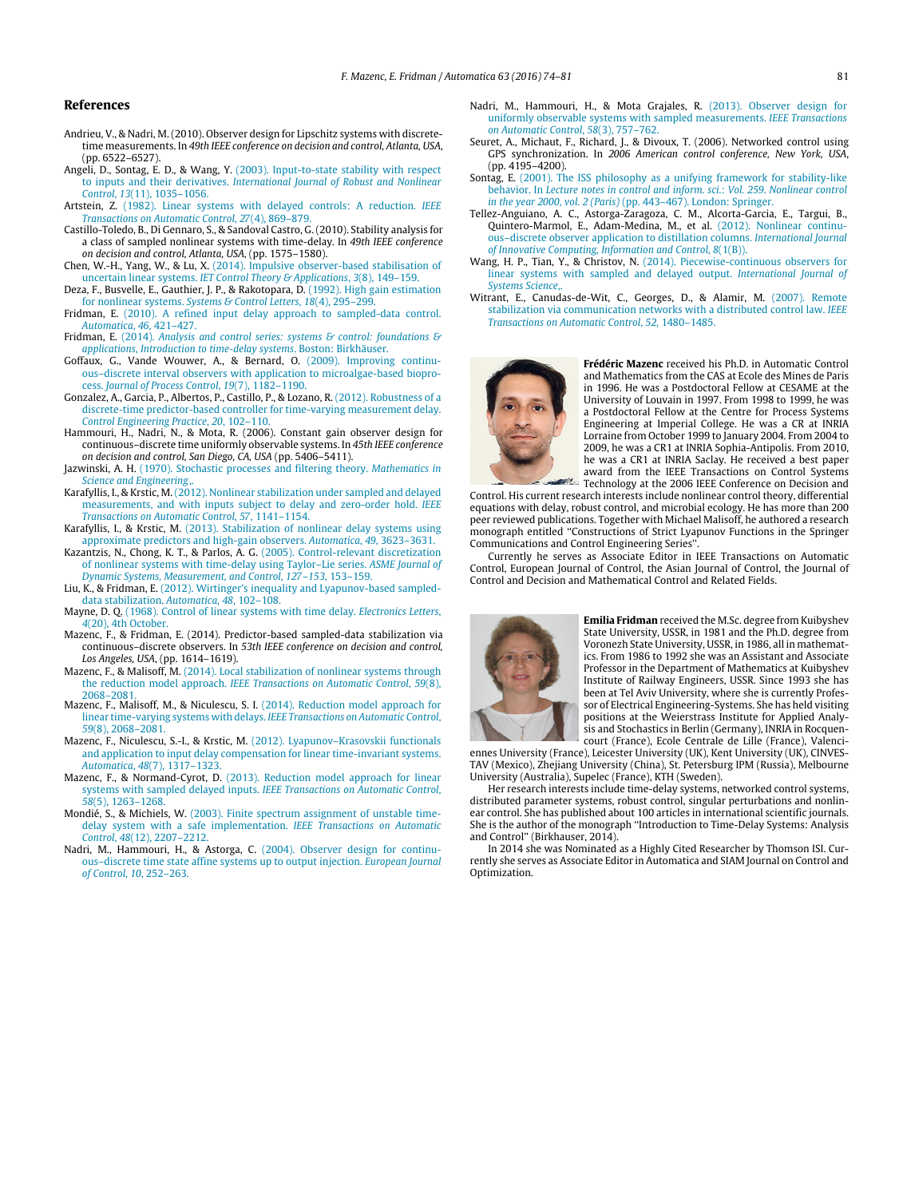## References

Andrieu, V., & Nadri, M. (2010). Observer design for Lipschitz systems with discrete-time measurements. In *49th IEEE conference on decision and control, Atlanta, USA*, (pp. 6522–6527).

Angeli, D., Sontag, E. D., & Wang, Y. (2003). Input-to-state stability with respect to inputs and their derivatives. *International Journal of Robust and Nonlinear Control*, *13*(11), 1035–1056.

Artstein, Z. (1982). Linear systems with delayed controls: A reduction. *IEEE Transactions on Automatic Control*, *27*(4), 869–879.

Castillo-Toledo, B., Di Gennaro, S., & Sandoval Castro, G. (2010). Stability analysis for a class of sampled nonlinear systems with time-delay. In *49th IEEE conference on decision and control, Atlanta, USA*, (pp. 1575–1580).

Chen, W.-H., Yang, W., & Lu, X. (2014). Impulsive observer-based stabilisation of uncertain linear systems. *IET Control Theory & Applications*, *3*(8), 149–159.

Deza, F., Busvelle, E., Gauthier, J. P., & Rakotopara, D. (1992). High gain estimation for nonlinear systems. *Systems & Control Letters*, *18*(4), 295–299.

Fridman, E. (2010). A refined input delay approach to sampled-data control. *Automatica*, *46*, 421–427.

Fridman, E. (2014). *Analysis and control series: systems & control: foundations & applications, Introduction to time-delay systems*. Boston: Birkhäuser.

Goffaux, G., Vande Wouwer, A., & Bernard, O. (2009). Improving continuous–discrete interval observers with application to microalgae-based bioprocess. *Journal of Process Control*, *19*(7), 1182–1190.

Gonzalez, A., Garcia, P., Albertos, P., Castillo, P., & Lozano, R. (2012). Robustness of a discrete-time predictor-based controller for time-varying measurement delay. *Control Engineering Practice*, *20*, 102–110.

Hammouri, H., Nadri, N., & Mota, R. (2006). Constant gain observer design for continuous–discrete time uniformly observable systems. In *45th IEEE conference on decision and control, San Diego, CA, USA* (pp. 5406–5411).

Jazwinski, A. H. (1970). Stochastic processes and filtering theory. *Mathematics in Science and Engineering*,.

Karafyllis, I., & Krstic, M. (2012). Nonlinear stabilization under sampled and delayed measurements, and with inputs subject to delay and zero-order hold. *IEEE Transactions on Automatic Control*, *57*, 1141–1154.

Karafyllis, I., & Krstic, M. (2013). Stabilization of nonlinear delay systems using approximate predictors and high-gain observers. *Automatica*, *49*, 3623–3631.

Kazantzis, N., Chong, K. T., & Parlos, A. G. (2005). Control-relevant discretization of nonlinear systems with time-delay using Taylor–Lie series. *ASME Journal of Dynamic Systems, Measurement, and Control*, *127–153*, 153–159.

Liu, K., & Fridman, E. (2012). Wirtinger's inequality and Lyapunov-based sampled-data stabilization. *Automatica*, *48*, 102–108.

Mayne, D. Q. (1968). Control of linear systems with time delay. *Electronics Letters*, *4*(20), 4th October.

Mazenc, F., & Fridman, E. (2014). Predictor-based sampled-data stabilization via continuous–discrete observers. In *53th IEEE conference on decision and control, Los Angeles, USA*, (pp. 1614–1619).

Mazenc, F., & Malisoff, M. (2014). Local stabilization of nonlinear systems through the reduction model approach. *IEEE Transactions on Automatic Control*, *59*(8), 2068–2081.

Mazenc, F., Malisoff, M., & Niculescu, S. I. (2014). Reduction model approach for linear time-varying systems with delays. *IEEE Transactions on Automatic Control*, *59*(8), 2068–2081.

Mazenc, F., Niculescu, S.-I., & Krstic, M. (2012). Lyapunov–Krasovskii functionals and application to input delay compensation for linear time-invariant systems. *Automatica*, *48*(7), 1317–1323.

Mazenc, F., & Normand-Cyrot, D. (2013). Reduction model approach for linear systems with sampled delayed inputs. *IEEE Transactions on Automatic Control*, *58*(5), 1263–1268.

Mondié, S., & Michiels, W. (2003). Finite spectrum assignment of unstable time-delay system with a safe implementation. *IEEE Transactions on Automatic Control*, *48*(12), 2207–2212.

Nadri, M., Hammouri, H., & Astorga, C. (2004). Observer design for continuous–discrete time state affine systems up to output injection. *European Journal of Control*, *10*, 252–263.

Nadri, M., Hammouri, H., & Mota Grajales, R. (2013). Observer design for uniformly observable systems with sampled measurements. *IEEE Transactions on Automatic Control*, *58*(3), 757–762.

Seuret, A., Michaut, F., Richard, J., & Divoux, T. (2006). Networked control using GPS synchronization. In *2006 American control conference, New York, USA*, (pp. 4195–4200).

Sontag, E. (2001). The ISS philosophy as a unifying framework for stability-like behavior. In *Lecture notes in control and inform. sci.: Vol. 259. Nonlinear control in the year 2000, vol. 2 (Paris)* (pp. 443–467). London: Springer.

Tellez-Anguiano, A. C., Astorga-Zaragoza, C. M., Alcorta-Garcia, E., Targui, B., Quintero-Marmol, E., Adam-Medina, M., et al. (2012). Nonlinear continuous–discrete observer application to distillation columns. *International Journal of Innovative Computing, Information and Control*, *8*(1(B)).

Wang, H. P., Tian, Y., & Christov, N. (2014). Piecewise-continuous observers for linear systems with sampled and delayed output. *International Journal of Systems Science*,.

Witrant, E., Canudas-de-Wit, C., Georges, D., & Alamir, M. (2007). Remote stabilization via communication networks with a distributed control law. *IEEE Transactions on Automatic Control*, *52*, 1480–1485.

**Frédéric Mazenc** received his Ph.D. in Automatic Control and Mathematics from the CAS at Ecole des Mines de Paris in 1996. He was a Postdoctoral Fellow at CESAME at the University of Louvain in 1997. From 1998 to 1999, he was a Postdoctoral Fellow at the Centre for Process Systems Engineering at Imperial College. He was a CR at INRIA Lorraine from October 1999 to January 2004. From 2004 to 2009, he was a CR1 at INRIA Sophia-Antipolis. From 2010, he was a CR1 at INRIA Saclay. He received a best paper award from the IEEE Transactions on Control Systems Technology at the 2006 IEEE Conference on Decision and Control. His current research interests include nonlinear control theory, differential equations with delay, robust control, and microbial ecology. He has more than 200 peer reviewed publications. Together with Michael Malisoff, he authored a research monograph entitled "Constructions of Strict Lyapunov Functions in the Springer Communications and Control Engineering Series".

Currently he serves as Associate Editor in IEEE Transactions on Automatic Control, European Journal of Control, the Asian Journal of Control, the Journal of Control and Decision and Mathematical Control and Related Fields.

**Emilia Fridman** received the M.Sc. degree from Kuibyshev State University, USSR, in 1981 and the Ph.D. degree from Voronezh State University, USSR, in 1986, all in mathematics. From 1986 to 1992 she was an Assistant and Associate Professor in the Department of Mathematics at Kuibyshev Institute of Railway Engineers, USSR. Since 1993 she has been at Tel Aviv University, where she is currently Professor of Electrical Engineering-Systems. She has held visiting positions at the Weierstrass Institute for Applied Analysis and Stochastics in Berlin (Germany), INRIA in Rocquencourt (France), Ecole Centrale de Lille (France), Valenciennes University (France), Leicester University (UK), Kent University (UK), CINVESTAV (Mexico), Zhejiang University (China), St. Petersburg IPM (Russia), Melbourne University (Australia), Supelec (France), KTH (Sweden).

Her research interests include time-delay systems, networked control systems, distributed parameter systems, robust control, singular perturbations and nonlinear control. She has published about 100 articles in international scientific journals. She is the author of the monograph "Introduction to Time-Delay Systems: Analysis and Control" (Birkhauser, 2014).

In 2014 she was Nominated as a Highly Cited Researcher by Thomson ISI. Currently she serves as Associate Editor in Automatica and SIAM Journal on Control and Optimization.